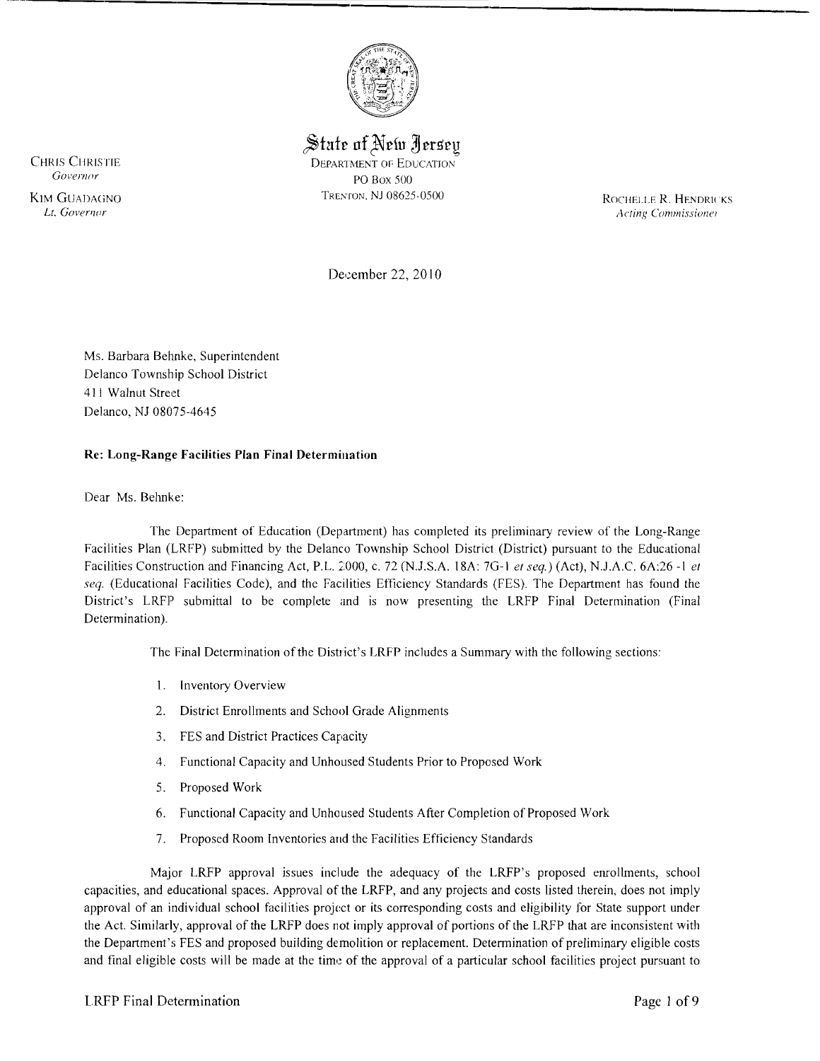# State of New Jersey

DEPARTMENT OF EDUCATION
PO BOX 500
TRENTON, NJ 08625-0500

CHRIS CHRISTIE
*Governor*

KIM GUADAGNO
*Lt. Governor*

ROCHELLE R. HENDRICKS
*Acting Commissioner*

December 22, 2010

Ms. Barbara Behnke, Superintendent
Delanco Township School District
411 Walnut Street
Delanco, NJ 08075-4645

**Re: Long-Range Facilities Plan Final Determination**

Dear Ms. Behnke:

The Department of Education (Department) has completed its preliminary review of the Long-Range Facilities Plan (LRFP) submitted by the Delanco Township School District (District) pursuant to the Educational Facilities Construction and Financing Act, P.L. 2000, c. 72 (N.J.S.A. 18A: 7G-1 *et seq.*) (Act), N.J.A.C. 6A:26 -1 *et seq.* (Educational Facilities Code), and the Facilities Efficiency Standards (FES). The Department has found the District's LRFP submittal to be complete and is now presenting the LRFP Final Determination (Final Determination).

The Final Determination of the District's LRFP includes a Summary with the following sections:

1. Inventory Overview
2. District Enrollments and School Grade Alignments
3. FES and District Practices Capacity
4. Functional Capacity and Unhoused Students Prior to Proposed Work
5. Proposed Work
6. Functional Capacity and Unhoused Students After Completion of Proposed Work
7. Proposed Room Inventories and the Facilities Efficiency Standards

Major LRFP approval issues include the adequacy of the LRFP's proposed enrollments, school capacities, and educational spaces. Approval of the LRFP, and any projects and costs listed therein, does not imply approval of an individual school facilities project or its corresponding costs and eligibility for State support under the Act. Similarly, approval of the LRFP does not imply approval of portions of the LRFP that are inconsistent with the Department's FES and proposed building demolition or replacement. Determination of preliminary eligible costs and final eligible costs will be made at the time of the approval of a particular school facilities project pursuant to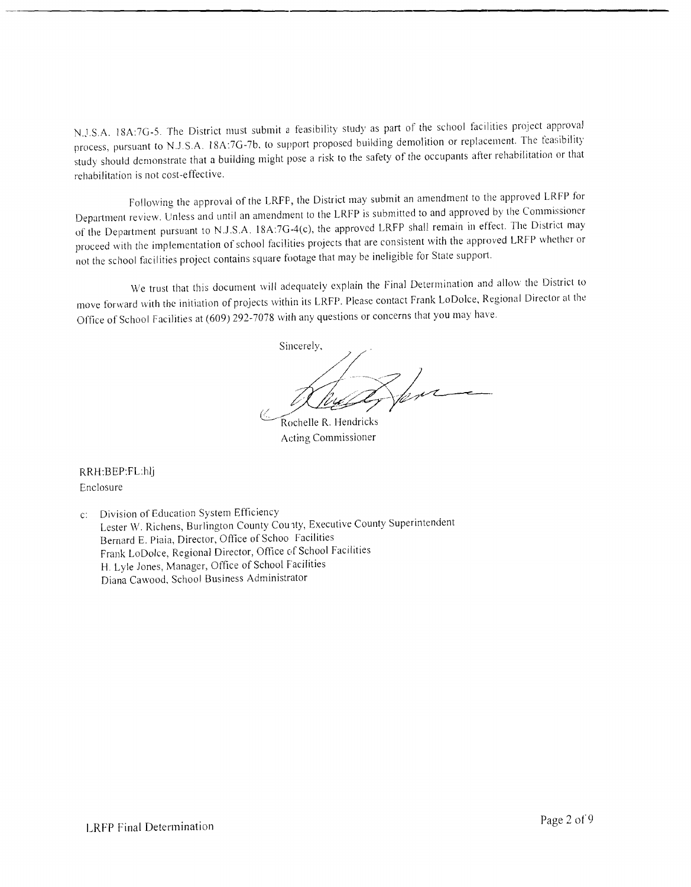N.J.S.A. 18A:7G-5. The District must submit a feasibility study as part of the school facilities project approval process, pursuant to N.J.S.A. 18A:7G-7b, to support proposed building demolition or replacement. The feasibility study should demonstrate that a building might pose a risk to the safety of the occupants after rehabilitation or that rehabilitation is not cost-effective.

Following the approval of the LRFP, the District may submit an amendment to the approved LRFP for Department review. Unless and until an amendment to the LRFP is submitted to and approved by the Commissioner of the Department pursuant to N.J.S.A. 18A:7G-4(c), the approved LRFP shall remain in effect. The District may proceed with the implementation of school facilities projects that are consistent with the approved LRFP whether or not the school facilities project contains square footage that may be ineligible for State support.

We trust that this document will adequately explain the Final Determination and allow the District to move forward with the initiation of projects within its LRFP. Please contact Frank LoDolce, Regional Director at the Office of School Facilities at (609) 292-7078 with any questions or concerns that you may have.

Sincerely,

Rochelle R. Hendricks
Acting Commissioner

RRH:BEP:FL:hlj
Enclosure

c: Division of Education System Efficiency
Lester W. Richens, Burlington County County, Executive County Superintendent
Bernard E. Piaia, Director, Office of Schoo Facilities
Frank LoDolce, Regional Director, Office of School Facilities
H. Lyle Jones, Manager, Office of School Facilities
Diana Cawood, School Business Administrator

LRFP Final Determination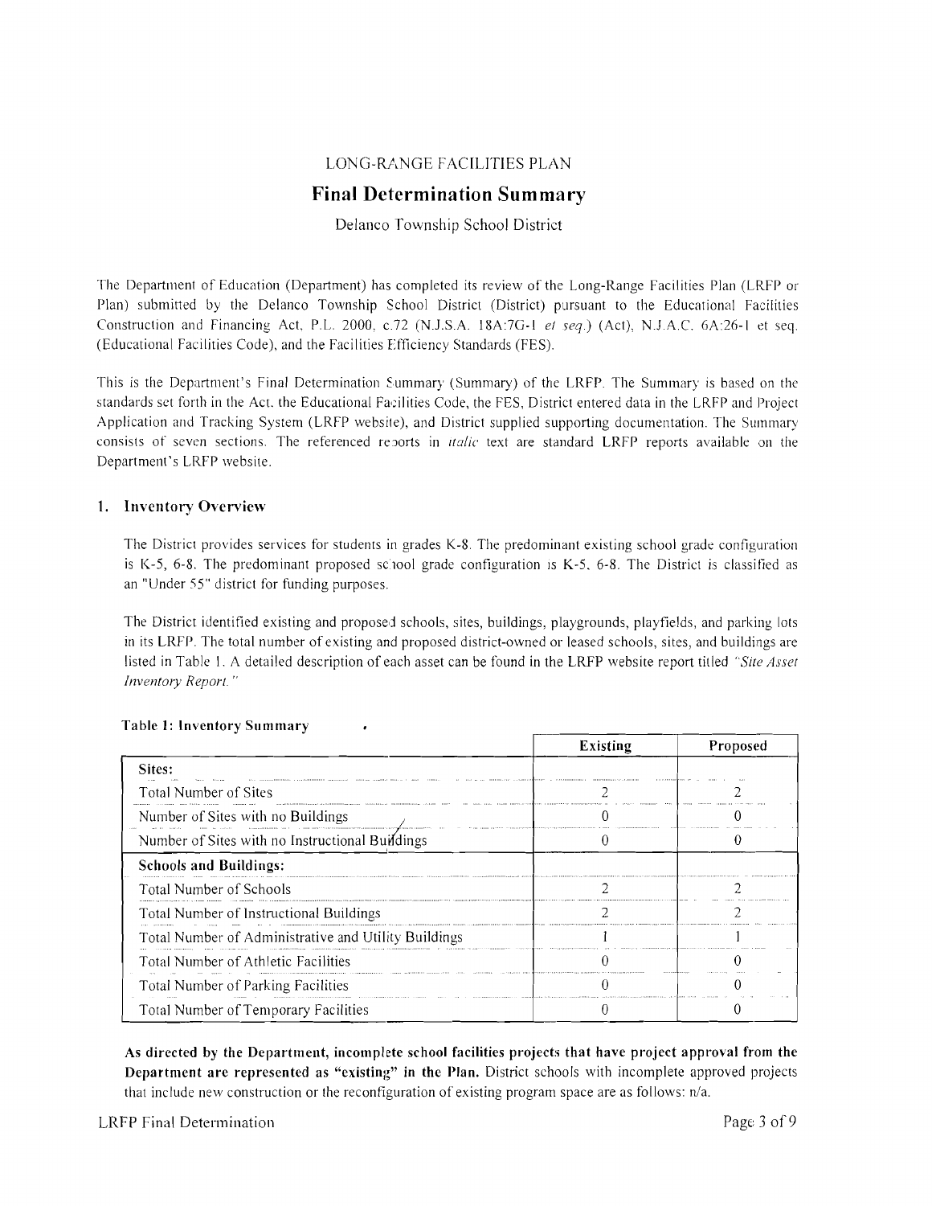LONG-RANGE FACILITIES PLAN

# Final Determination Summary

Delanco Township School District

The Department of Education (Department) has completed its review of the Long-Range Facilities Plan (LRFP or Plan) submitted by the Delanco Township School District (District) pursuant to the Educational Facilities Construction and Financing Act, P.L. 2000, c.72 (N.J.S.A. 18A:7G-1 *et seq.*) (Act), N.J.A.C. 6A:26-1 et seq. (Educational Facilities Code), and the Facilities Efficiency Standards (FES).

This is the Department's Final Determination Summary (Summary) of the LRFP. The Summary is based on the standards set forth in the Act, the Educational Facilities Code, the FES, District entered data in the LRFP and Project Application and Tracking System (LRFP website), and District supplied supporting documentation. The Summary consists of seven sections. The referenced reports in *italic* text are standard LRFP reports available on the Department's LRFP website.

## 1. Inventory Overview

The District provides services for students in grades K-8. The predominant existing school grade configuration is K-5, 6-8. The predominant proposed school grade configuration is K-5, 6-8. The District is classified as an "Under 55" district for funding purposes.

The District identified existing and proposed schools, sites, buildings, playgrounds, playfields, and parking lots in its LRFP. The total number of existing and proposed district-owned or leased schools, sites, and buildings are listed in Table 1. A detailed description of each asset can be found in the LRFP website report titled *"Site Asset Inventory Report."*

**Table 1: Inventory Summary**

| | Existing | Proposed |
|---|---|---|
| **Sites:** | | |
| Total Number of Sites | 2 | 2 |
| Number of Sites with no Buildings | 0 | 0 |
| Number of Sites with no Instructional Buildings | 0 | 0 |
| **Schools and Buildings:** | | |
| Total Number of Schools | 2 | 2 |
| Total Number of Instructional Buildings | 2 | 2 |
| Total Number of Administrative and Utility Buildings | 1 | 1 |
| Total Number of Athletic Facilities | 0 | 0 |
| Total Number of Parking Facilities | 0 | 0 |
| Total Number of Temporary Facilities | 0 | 0 |

**As directed by the Department, incomplete school facilities projects that have project approval from the Department are represented as "existing" in the Plan.** District schools with incomplete approved projects that include new construction or the reconfiguration of existing program space are as follows: n/a.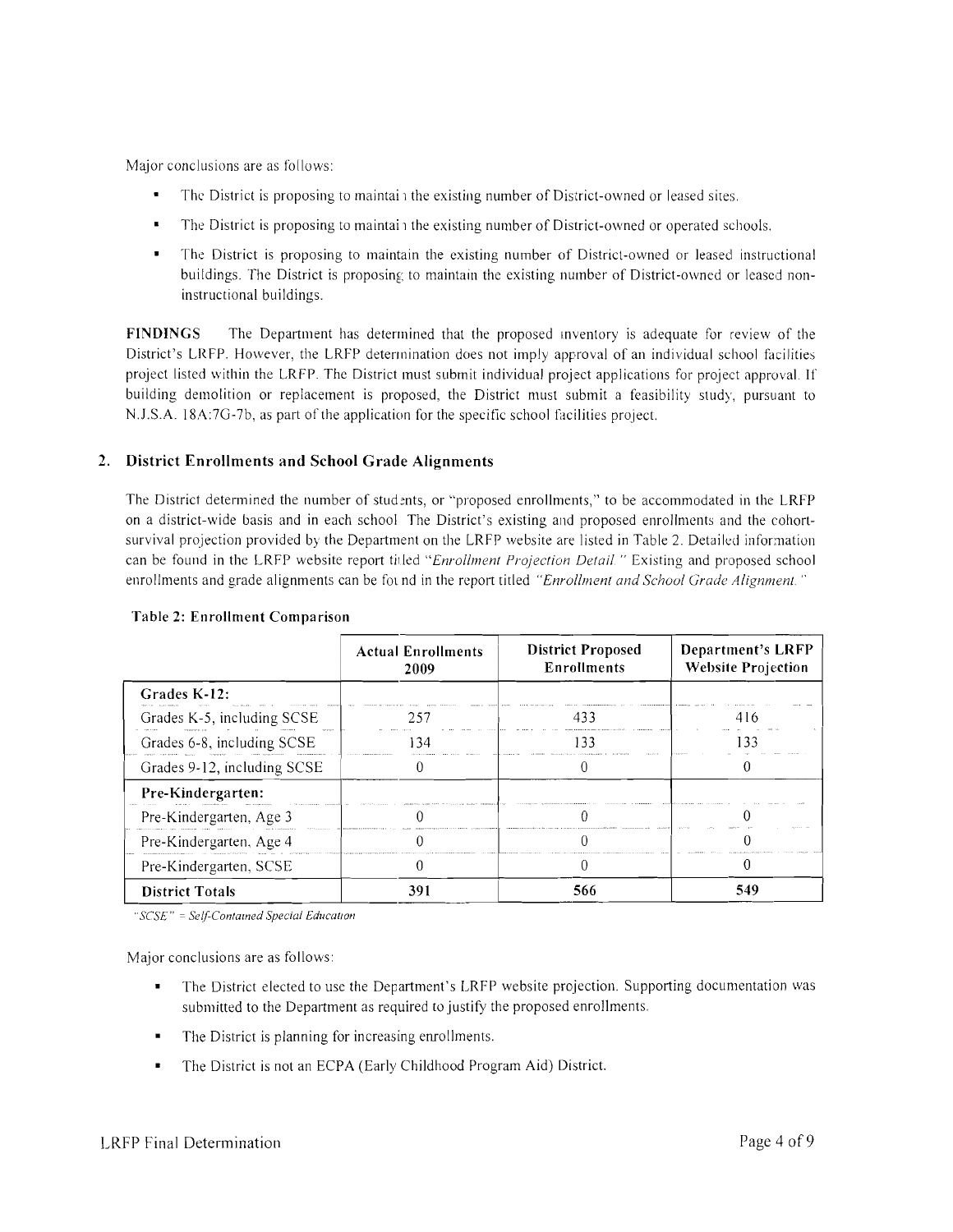Major conclusions are as follows:

- The District is proposing to maintain the existing number of District-owned or leased sites.
- The District is proposing to maintain the existing number of District-owned or operated schools.
- The District is proposing to maintain the existing number of District-owned or leased instructional buildings. The District is proposing to maintain the existing number of District-owned or leased non-instructional buildings.

**FINDINGS** The Department has determined that the proposed inventory is adequate for review of the District's LRFP. However, the LRFP determination does not imply approval of an individual school facilities project listed within the LRFP. The District must submit individual project applications for project approval. If building demolition or replacement is proposed, the District must submit a feasibility study, pursuant to N.J.S.A. 18A:7G-7b, as part of the application for the specific school facilities project.

## 2. District Enrollments and School Grade Alignments

The District determined the number of students, or "proposed enrollments," to be accommodated in the LRFP on a district-wide basis and in each school. The District's existing and proposed enrollments and the cohort-survival projection provided by the Department on the LRFP website are listed in Table 2. Detailed information can be found in the LRFP website report titled *"Enrollment Projection Detail."* Existing and proposed school enrollments and grade alignments can be found in the report titled *"Enrollment and School Grade Alignment."*

**Table 2: Enrollment Comparison**

| | Actual Enrollments 2009 | District Proposed Enrollments | Department's LRFP Website Projection |
|---|---|---|---|
| **Grades K-12:** | | | |
| Grades K-5, including SCSE | 257 | 433 | 416 |
| Grades 6-8, including SCSE | 134 | 133 | 133 |
| Grades 9-12, including SCSE | 0 | 0 | 0 |
| **Pre-Kindergarten:** | | | |
| Pre-Kindergarten, Age 3 | 0 | 0 | 0 |
| Pre-Kindergarten, Age 4 | 0 | 0 | 0 |
| Pre-Kindergarten, SCSE | 0 | 0 | 0 |
| **District Totals** | **391** | **566** | **549** |

*"SCSE" = Self-Contained Special Education*

Major conclusions are as follows:

- The District elected to use the Department's LRFP website projection. Supporting documentation was submitted to the Department as required to justify the proposed enrollments.
- The District is planning for increasing enrollments.
- The District is not an ECPA (Early Childhood Program Aid) District.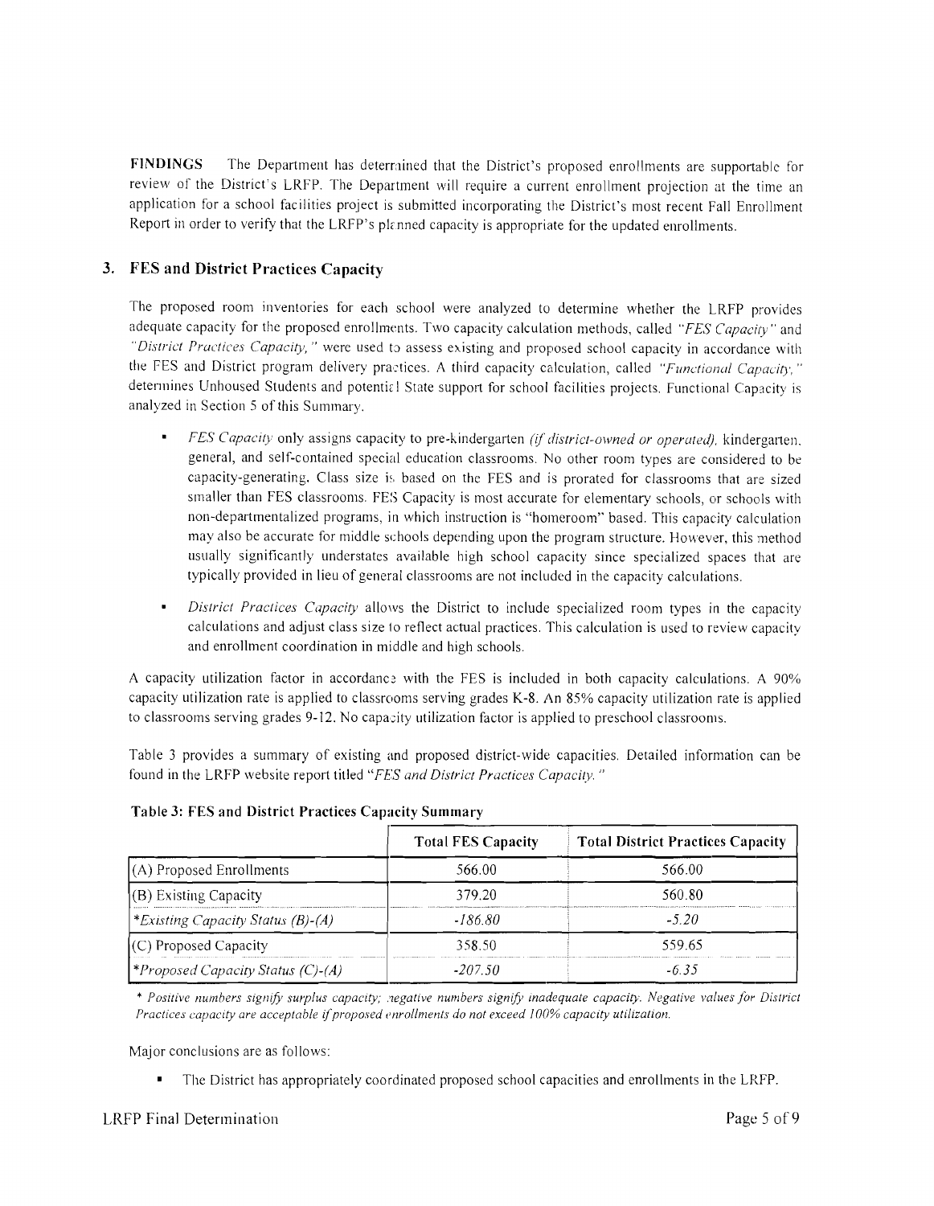**FINDINGS** The Department has determined that the District's proposed enrollments are supportable for review of the District's LRFP. The Department will require a current enrollment projection at the time an application for a school facilities project is submitted incorporating the District's most recent Fall Enrollment Report in order to verify that the LRFP's planned capacity is appropriate for the updated enrollments.

## 3. FES and District Practices Capacity

The proposed room inventories for each school were analyzed to determine whether the LRFP provides adequate capacity for the proposed enrollments. Two capacity calculation methods, called *"FES Capacity"* and *"District Practices Capacity,"* were used to assess existing and proposed school capacity in accordance with the FES and District program delivery practices. A third capacity calculation, called *"Functional Capacity,"* determines Unhoused Students and potential State support for school facilities projects. Functional Capacity is analyzed in Section 5 of this Summary.

- *FES Capacity* only assigns capacity to pre-kindergarten *(if district-owned or operated)*, kindergarten, general, and self-contained special education classrooms. No other room types are considered to be capacity-generating. Class size is based on the FES and is prorated for classrooms that are sized smaller than FES classrooms. FES Capacity is most accurate for elementary schools, or schools with non-departmentalized programs, in which instruction is "homeroom" based. This capacity calculation may also be accurate for middle schools depending upon the program structure. However, this method usually significantly understates available high school capacity since specialized spaces that are typically provided in lieu of general classrooms are not included in the capacity calculations.
- *District Practices Capacity* allows the District to include specialized room types in the capacity calculations and adjust class size to reflect actual practices. This calculation is used to review capacity and enrollment coordination in middle and high schools.

A capacity utilization factor in accordance with the FES is included in both capacity calculations. A 90% capacity utilization rate is applied to classrooms serving grades K-8. An 85% capacity utilization rate is applied to classrooms serving grades 9-12. No capacity utilization factor is applied to preschool classrooms.

Table 3 provides a summary of existing and proposed district-wide capacities. Detailed information can be found in the LRFP website report titled *"FES and District Practices Capacity."*

**Table 3: FES and District Practices Capacity Summary**

| | Total FES Capacity | Total District Practices Capacity |
|---|---|---|
| (A) Proposed Enrollments | 566.00 | 566.00 |
| (B) Existing Capacity | 379.20 | 560.80 |
| *\*Existing Capacity Status (B)-(A)* | *-186.80* | *-5.20* |
| (C) Proposed Capacity | 358.50 | 559.65 |
| *\*Proposed Capacity Status (C)-(A)* | *-207.50* | *-6.35* |

*\* Positive numbers signify surplus capacity; negative numbers signify inadequate capacity. Negative values for District Practices capacity are acceptable if proposed enrollments do not exceed 100% capacity utilization.*

Major conclusions are as follows:

- The District has appropriately coordinated proposed school capacities and enrollments in the LRFP.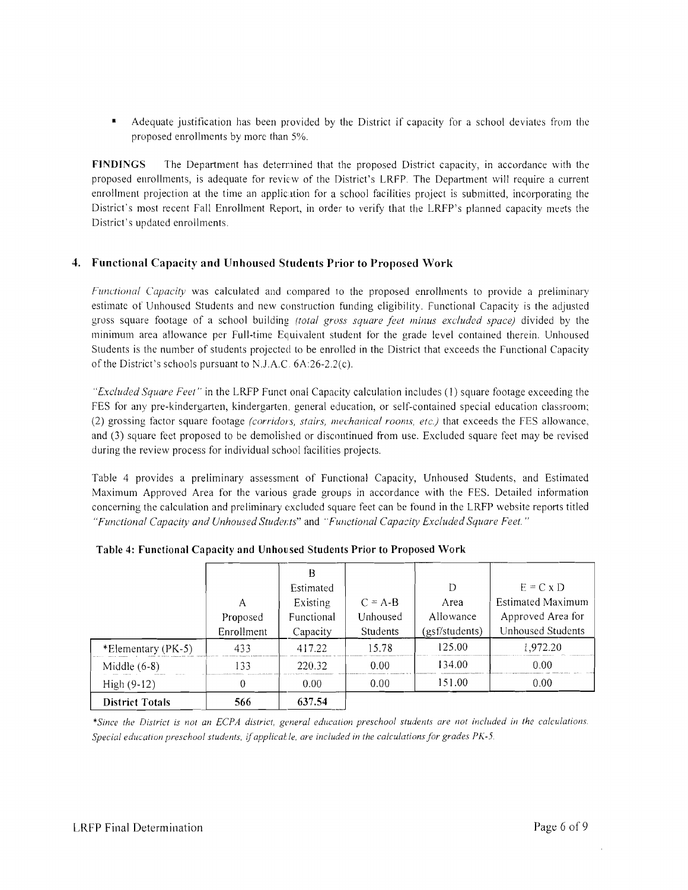- Adequate justification has been provided by the District if capacity for a school deviates from the proposed enrollments by more than 5%.

**FINDINGS** The Department has determined that the proposed District capacity, in accordance with the proposed enrollments, is adequate for review of the District's LRFP. The Department will require a current enrollment projection at the time an application for a school facilities project is submitted, incorporating the District's most recent Fall Enrollment Report, in order to verify that the LRFP's planned capacity meets the District's updated enrollments.

## 4. Functional Capacity and Unhoused Students Prior to Proposed Work

*Functional Capacity* was calculated and compared to the proposed enrollments to provide a preliminary estimate of Unhoused Students and new construction funding eligibility. Functional Capacity is the adjusted gross square footage of a school building *(total gross square feet minus excluded space)* divided by the minimum area allowance per Full-time Equivalent student for the grade level contained therein. Unhoused Students is the number of students projected to be enrolled in the District that exceeds the Functional Capacity of the District's schools pursuant to N.J.A.C. 6A:26-2.2(c).

*"Excluded Square Feet"* in the LRFP Functional Capacity calculation includes (1) square footage exceeding the FES for any pre-kindergarten, kindergarten, general education, or self-contained special education classroom; (2) grossing factor square footage *(corridors, stairs, mechanical rooms, etc.)* that exceeds the FES allowance, and (3) square feet proposed to be demolished or discontinued from use. Excluded square feet may be revised during the review process for individual school facilities projects.

Table 4 provides a preliminary assessment of Functional Capacity, Unhoused Students, and Estimated Maximum Approved Area for the various grade groups in accordance with the FES. Detailed information concerning the calculation and preliminary excluded square feet can be found in the LRFP website reports titled *"Functional Capacity and Unhoused Students"* and *"Functional Capacity Excluded Square Feet."*

**Table 4: Functional Capacity and Unhoused Students Prior to Proposed Work**

| | A Proposed Enrollment | B Estimated Existing Functional Capacity | C = A-B Unhoused Students | D Area Allowance (gsf/students) | E = C x D Estimated Maximum Approved Area for Unhoused Students |
|---|---|---|---|---|---|
| *Elementary (PK-5) | 433 | 417.22 | 15.78 | 125.00 | 1,972.20 |
| Middle (6-8) | 133 | 220.32 | 0.00 | 134.00 | 0.00 |
| High (9-12) | 0 | 0.00 | 0.00 | 151.00 | 0.00 |
| **District Totals** | **566** | **637.54** | | | |

*\*Since the District is not an ECPA district, general education preschool students are not included in the calculations. Special education preschool students, if applicable, are included in the calculations for grades PK-5.*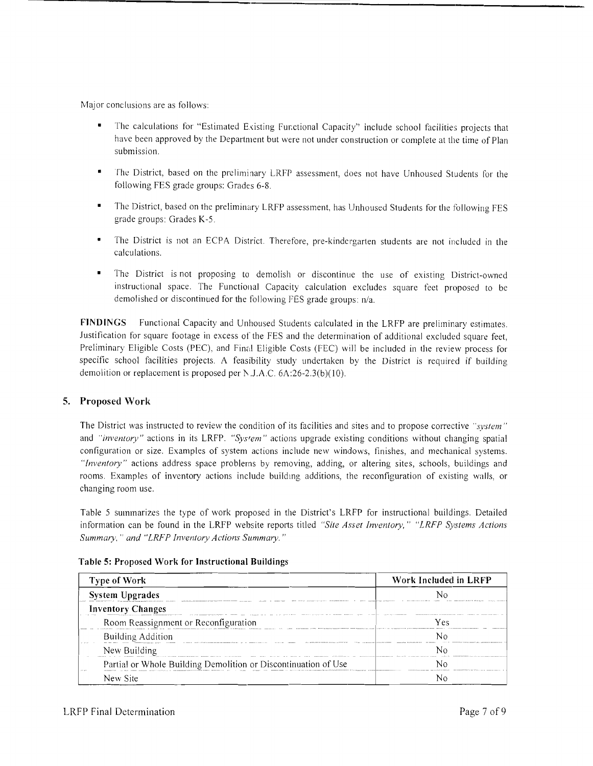Major conclusions are as follows:

- The calculations for "Estimated Existing Functional Capacity" include school facilities projects that have been approved by the Department but were not under construction or complete at the time of Plan submission.
- The District, based on the preliminary LRFP assessment, does not have Unhoused Students for the following FES grade groups: Grades 6-8.
- The District, based on the preliminary LRFP assessment, has Unhoused Students for the following FES grade groups: Grades K-5.
- The District is not an ECPA District. Therefore, pre-kindergarten students are not included in the calculations.
- The District is not proposing to demolish or discontinue the use of existing District-owned instructional space. The Functional Capacity calculation excludes square feet proposed to be demolished or discontinued for the following FES grade groups: n/a.

**FINDINGS** Functional Capacity and Unhoused Students calculated in the LRFP are preliminary estimates. Justification for square footage in excess of the FES and the determination of additional excluded square feet, Preliminary Eligible Costs (PEC), and Final Eligible Costs (FEC) will be included in the review process for specific school facilities projects. A feasibility study undertaken by the District is required if building demolition or replacement is proposed per N.J.A.C. 6A:26-2.3(b)(10).

## 5. Proposed Work

The District was instructed to review the condition of its facilities and sites and to propose corrective *"system"* and *"inventory"* actions in its LRFP. *"System"* actions upgrade existing conditions without changing spatial configuration or size. Examples of system actions include new windows, finishes, and mechanical systems. *"Inventory"* actions address space problems by removing, adding, or altering sites, schools, buildings and rooms. Examples of inventory actions include building additions, the reconfiguration of existing walls, or changing room use.

Table 5 summarizes the type of work proposed in the District's LRFP for instructional buildings. Detailed information can be found in the LRFP website reports titled *"Site Asset Inventory," "LRFP Systems Actions Summary," and "LRFP Inventory Actions Summary."*

**Table 5: Proposed Work for Instructional Buildings**

| Type of Work | Work Included in LRFP |
|---|---|
| **System Upgrades** | No |
| **Inventory Changes** | |
| Room Reassignment or Reconfiguration | Yes |
| Building Addition | No |
| New Building | No |
| Partial or Whole Building Demolition or Discontinuation of Use | No |
| New Site | No |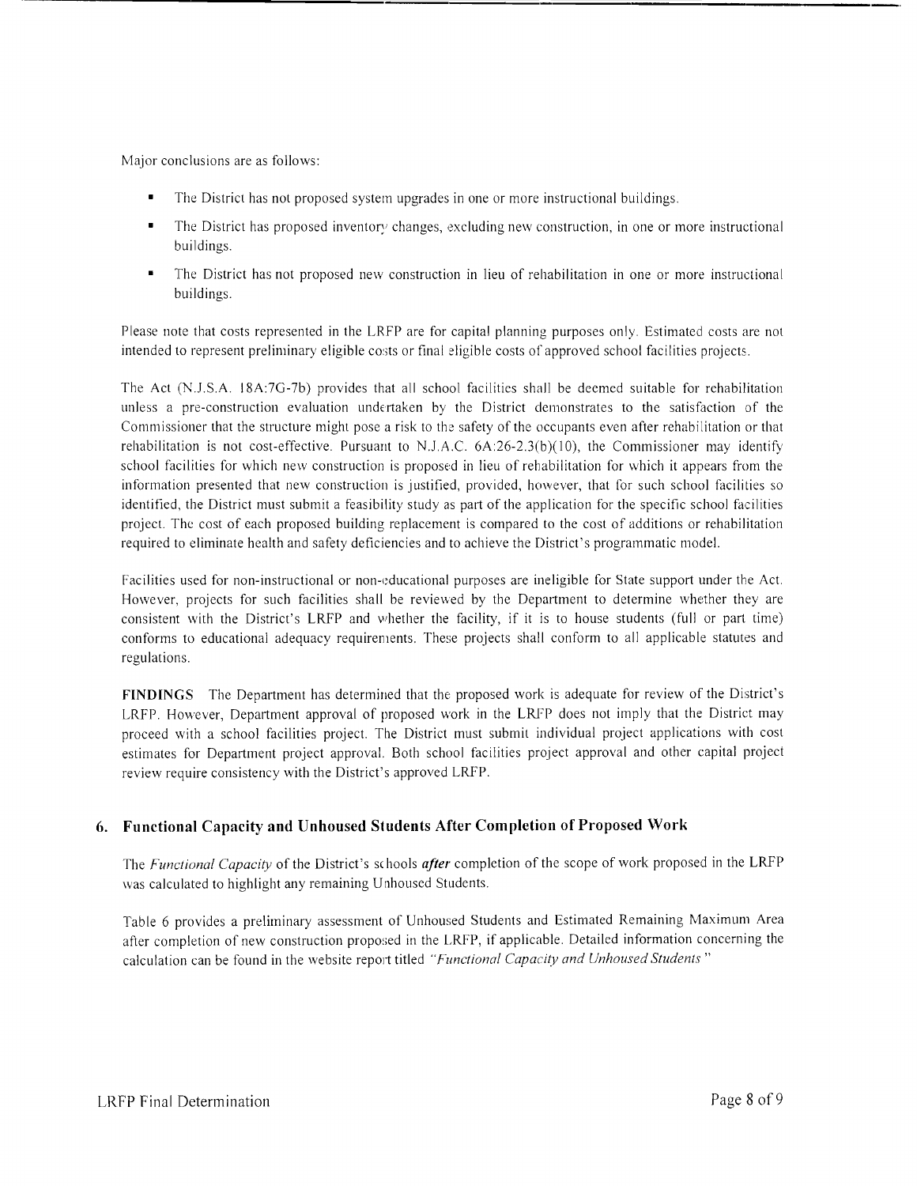Major conclusions are as follows:

- The District has not proposed system upgrades in one or more instructional buildings.
- The District has proposed inventory changes, excluding new construction, in one or more instructional buildings.
- The District has not proposed new construction in lieu of rehabilitation in one or more instructional buildings.

Please note that costs represented in the LRFP are for capital planning purposes only. Estimated costs are not intended to represent preliminary eligible costs or final eligible costs of approved school facilities projects.

The Act (N.J.S.A. 18A:7G-7b) provides that all school facilities shall be deemed suitable for rehabilitation unless a pre-construction evaluation undertaken by the District demonstrates to the satisfaction of the Commissioner that the structure might pose a risk to the safety of the occupants even after rehabilitation or that rehabilitation is not cost-effective. Pursuant to N.J.A.C. 6A:26-2.3(b)(10), the Commissioner may identify school facilities for which new construction is proposed in lieu of rehabilitation for which it appears from the information presented that new construction is justified, provided, however, that for such school facilities so identified, the District must submit a feasibility study as part of the application for the specific school facilities project. The cost of each proposed building replacement is compared to the cost of additions or rehabilitation required to eliminate health and safety deficiencies and to achieve the District's programmatic model.

Facilities used for non-instructional or non-educational purposes are ineligible for State support under the Act. However, projects for such facilities shall be reviewed by the Department to determine whether they are consistent with the District's LRFP and whether the facility, if it is to house students (full or part time) conforms to educational adequacy requirements. These projects shall conform to all applicable statutes and regulations.

**FINDINGS** The Department has determined that the proposed work is adequate for review of the District's LRFP. However, Department approval of proposed work in the LRFP does not imply that the District may proceed with a school facilities project. The District must submit individual project applications with cost estimates for Department project approval. Both school facilities project approval and other capital project review require consistency with the District's approved LRFP.

## 6. Functional Capacity and Unhoused Students After Completion of Proposed Work

The *Functional Capacity* of the District's schools ***after*** completion of the scope of work proposed in the LRFP was calculated to highlight any remaining Unhoused Students.

Table 6 provides a preliminary assessment of Unhoused Students and Estimated Remaining Maximum Area after completion of new construction proposed in the LRFP, if applicable. Detailed information concerning the calculation can be found in the website report titled *"Functional Capacity and Unhoused Students"*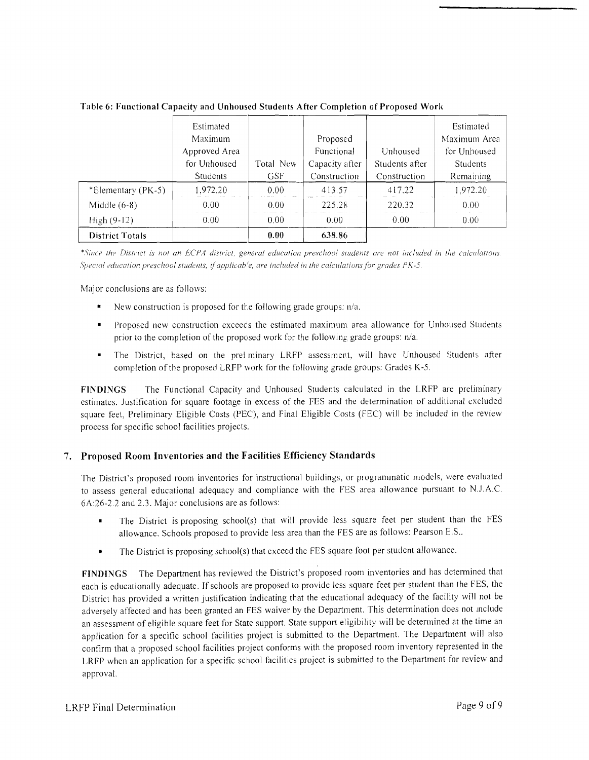**Table 6: Functional Capacity and Unhoused Students After Completion of Proposed Work**

| | Estimated Maximum Approved Area for Unhoused Students | Total New GSF | Proposed Functional Capacity after Construction | Unhoused Students after Construction | Estimated Maximum Area for Unhoused Students Remaining |
|---|---|---|---|---|---|
| *Elementary (PK-5) | 1,972.20 | 0.00 | 413.57 | 417.22 | 1,972.20 |
| Middle (6-8) | 0.00 | 0.00 | 225.28 | 220.32 | 0.00 |
| High (9-12) | 0.00 | 0.00 | 0.00 | 0.00 | 0.00 |
| **District Totals** | | **0.00** | **638.86** | | |

*\*Since the District is not an ECPA district, general education preschool students are not included in the calculations. Special education preschool students, if applicable, are included in the calculations for grades PK-5.*

Major conclusions are as follows:

- New construction is proposed for the following grade groups: n/a.
- Proposed new construction exceeds the estimated maximum area allowance for Unhoused Students prior to the completion of the proposed work for the following grade groups: n/a.
- The District, based on the preliminary LRFP assessment, will have Unhoused Students after completion of the proposed LRFP work for the following grade groups: Grades K-5.

**FINDINGS** The Functional Capacity and Unhoused Students calculated in the LRFP are preliminary estimates. Justification for square footage in excess of the FES and the determination of additional excluded square feet, Preliminary Eligible Costs (PEC), and Final Eligible Costs (FEC) will be included in the review process for specific school facilities projects.

## 7. Proposed Room Inventories and the Facilities Efficiency Standards

The District's proposed room inventories for instructional buildings, or programmatic models, were evaluated to assess general educational adequacy and compliance with the FES area allowance pursuant to N.J.A.C. 6A:26-2.2 and 2.3. Major conclusions are as follows:

- The District is proposing school(s) that will provide less square feet per student than the FES allowance. Schools proposed to provide less area than the FES are as follows: Pearson E.S..
- The District is proposing school(s) that exceed the FES square foot per student allowance.

**FINDINGS** The Department has reviewed the District's proposed room inventories and has determined that each is educationally adequate. If schools are proposed to provide less square feet per student than the FES, the District has provided a written justification indicating that the educational adequacy of the facility will not be adversely affected and has been granted an FES waiver by the Department. This determination does not include an assessment of eligible square feet for State support. State support eligibility will be determined at the time an application for a specific school facilities project is submitted to the Department. The Department will also confirm that a proposed school facilities project conforms with the proposed room inventory represented in the LRFP when an application for a specific school facilities project is submitted to the Department for review and approval.